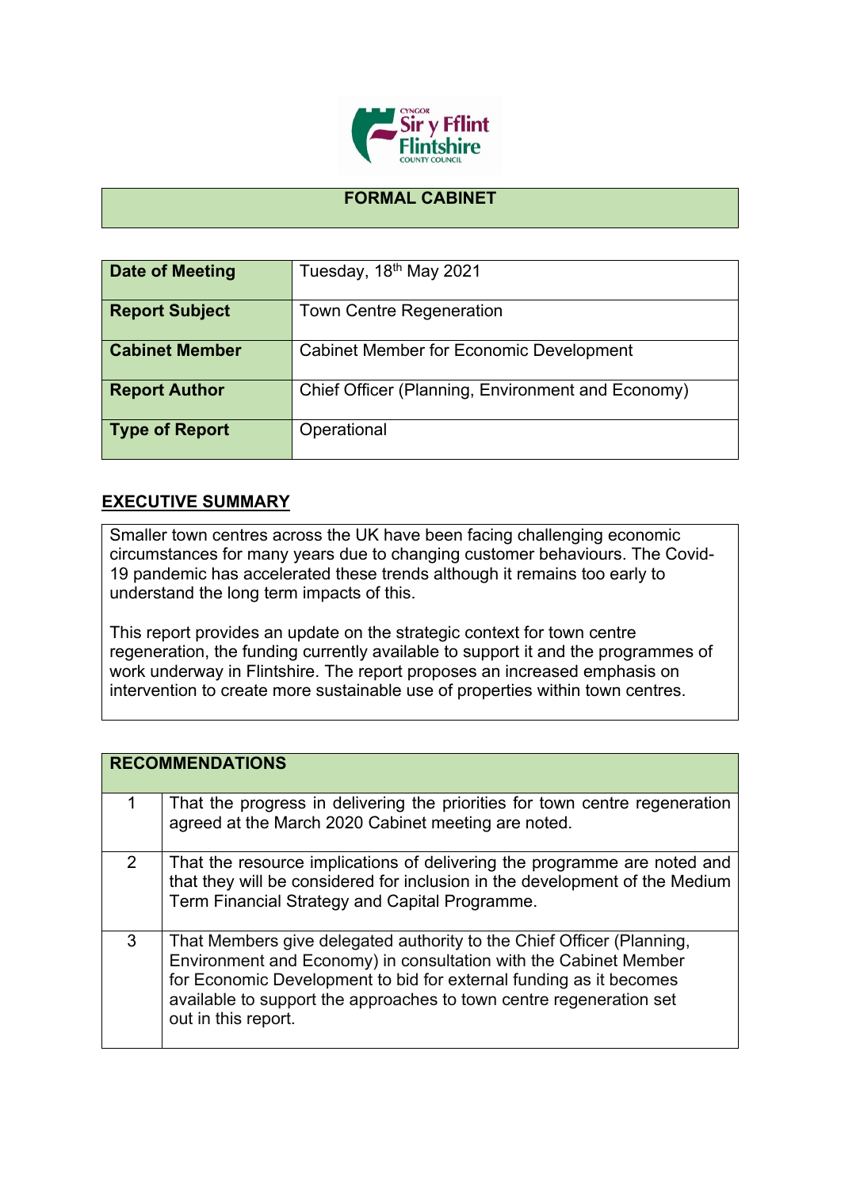# FORMAL CABINET

| Date of Meeting | Tuesday, 18th May 2021 |
|---|---|
| Report Subject | Town Centre Regeneration |
| Cabinet Member | Cabinet Member for Economic Development |
| Report Author | Chief Officer (Planning, Environment and Economy) |
| Type of Report | Operational |

## EXECUTIVE SUMMARY

Smaller town centres across the UK have been facing challenging economic circumstances for many years due to changing customer behaviours. The Covid-19 pandemic has accelerated these trends although it remains too early to understand the long term impacts of this.

This report provides an update on the strategic context for town centre regeneration, the funding currently available to support it and the programmes of work underway in Flintshire. The report proposes an increased emphasis on intervention to create more sustainable use of properties within town centres.

| RECOMMENDATIONS | |
|---|---|
| 1 | That the progress in delivering the priorities for town centre regeneration agreed at the March 2020 Cabinet meeting are noted. |
| 2 | That the resource implications of delivering the programme are noted and that they will be considered for inclusion in the development of the Medium Term Financial Strategy and Capital Programme. |
| 3 | That Members give delegated authority to the Chief Officer (Planning, Environment and Economy) in consultation with the Cabinet Member for Economic Development to bid for external funding as it becomes available to support the approaches to town centre regeneration set out in this report. |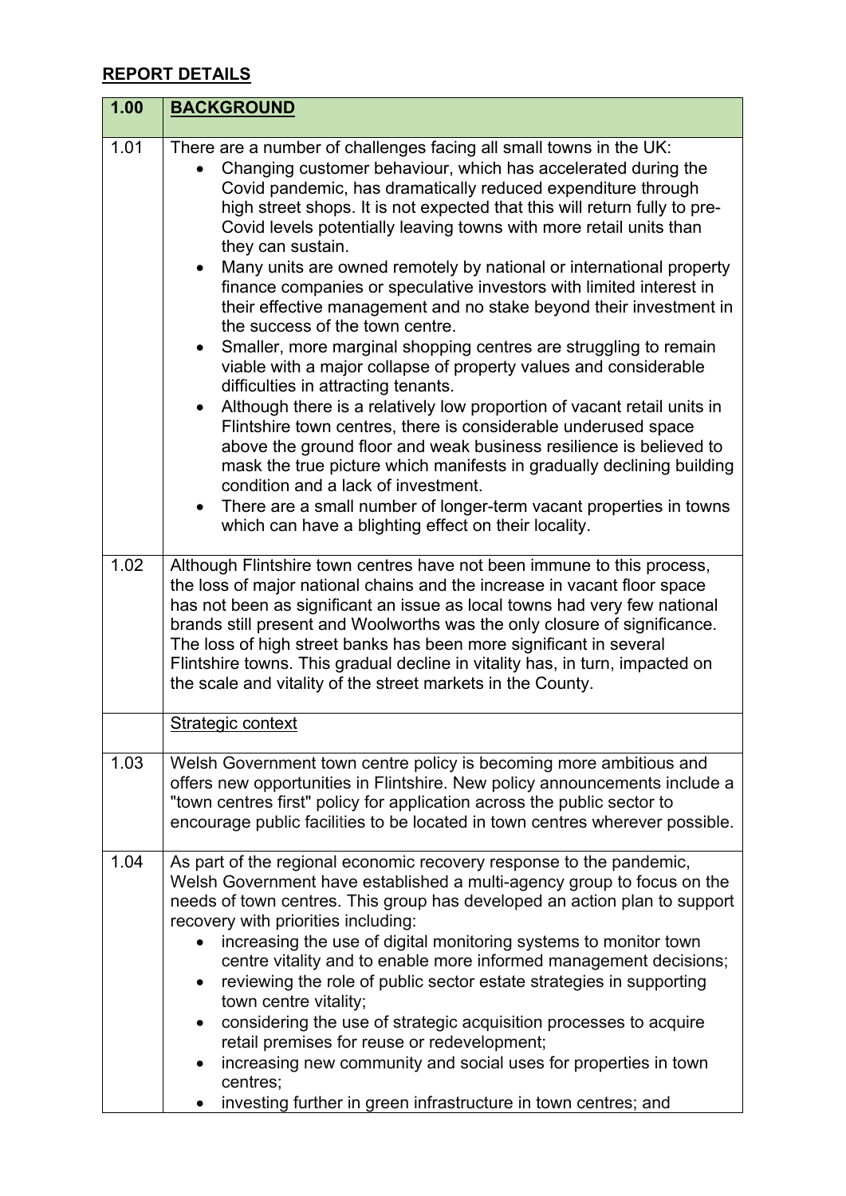## REPORT DETAILS

| 1.00 | **BACKGROUND** |
|---|---|
| 1.01 | There are a number of challenges facing all small towns in the UK:<br>• Changing customer behaviour, which has accelerated during the Covid pandemic, has dramatically reduced expenditure through high street shops. It is not expected that this will return fully to pre-Covid levels potentially leaving towns with more retail units than they can sustain.<br>• Many units are owned remotely by national or international property finance companies or speculative investors with limited interest in their effective management and no stake beyond their investment in the success of the town centre.<br>• Smaller, more marginal shopping centres are struggling to remain viable with a major collapse of property values and considerable difficulties in attracting tenants.<br>• Although there is a relatively low proportion of vacant retail units in Flintshire town centres, there is considerable underused space above the ground floor and weak business resilience is believed to mask the true picture which manifests in gradually declining building condition and a lack of investment.<br>• There are a small number of longer-term vacant properties in towns which can have a blighting effect on their locality. |
| 1.02 | Although Flintshire town centres have not been immune to this process, the loss of major national chains and the increase in vacant floor space has not been as significant an issue as local towns had very few national brands still present and Woolworths was the only closure of significance. The loss of high street banks has been more significant in several Flintshire towns. This gradual decline in vitality has, in turn, impacted on the scale and vitality of the street markets in the County. |
| | Strategic context |
| 1.03 | Welsh Government town centre policy is becoming more ambitious and offers new opportunities in Flintshire. New policy announcements include a "town centres first" policy for application across the public sector to encourage public facilities to be located in town centres wherever possible. |
| 1.04 | As part of the regional economic recovery response to the pandemic, Welsh Government have established a multi-agency group to focus on the needs of town centres. This group has developed an action plan to support recovery with priorities including:<br>• increasing the use of digital monitoring systems to monitor town centre vitality and to enable more informed management decisions;<br>• reviewing the role of public sector estate strategies in supporting town centre vitality;<br>• considering the use of strategic acquisition processes to acquire retail premises for reuse or redevelopment;<br>• increasing new community and social uses for properties in town centres;<br>• investing further in green infrastructure in town centres; and |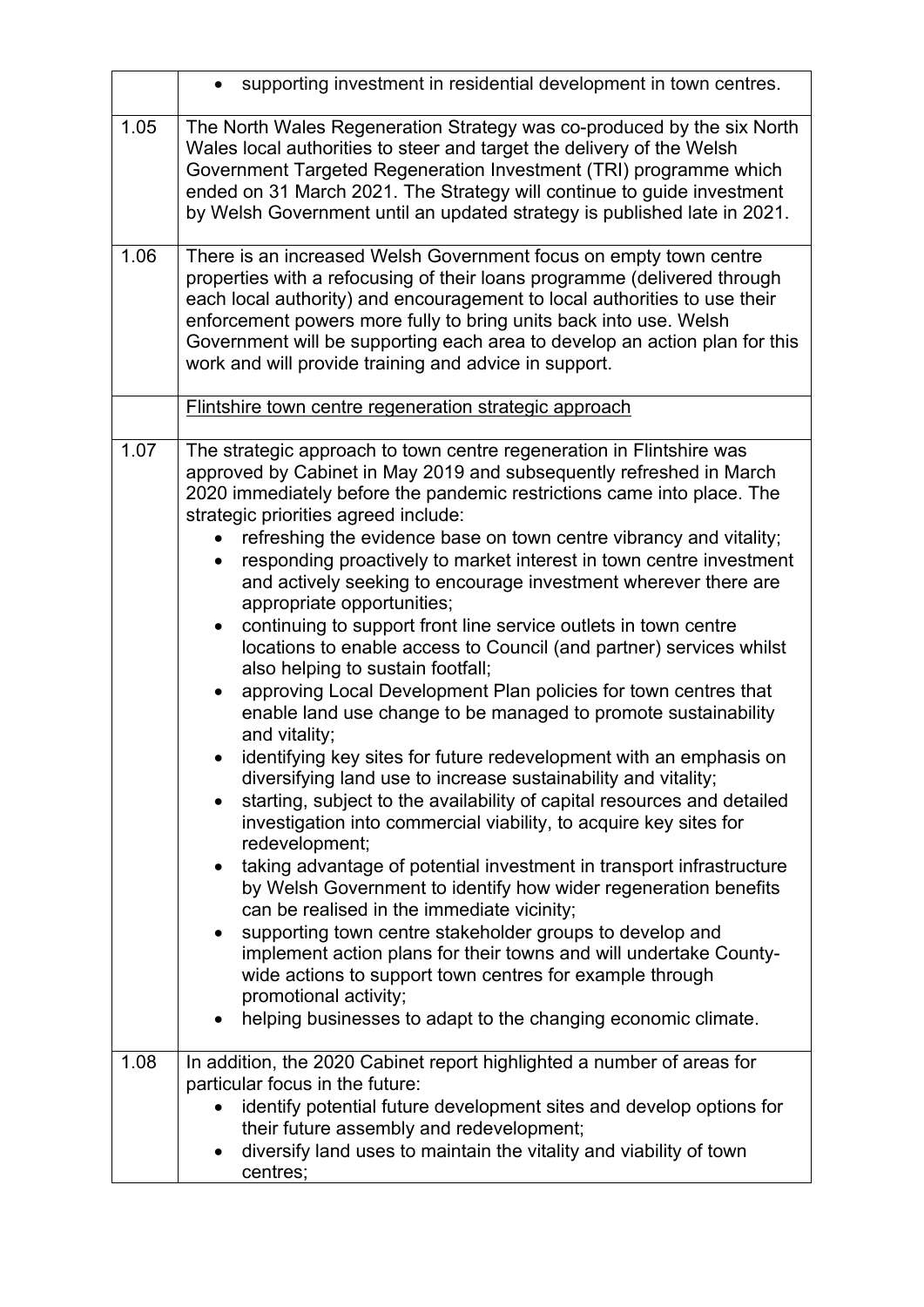| | |
|---|---|
| | • supporting investment in residential development in town centres. |
| 1.05 | The North Wales Regeneration Strategy was co-produced by the six North Wales local authorities to steer and target the delivery of the Welsh Government Targeted Regeneration Investment (TRI) programme which ended on 31 March 2021. The Strategy will continue to guide investment by Welsh Government until an updated strategy is published late in 2021. |
| 1.06 | There is an increased Welsh Government focus on empty town centre properties with a refocusing of their loans programme (delivered through each local authority) and encouragement to local authorities to use their enforcement powers more fully to bring units back into use. Welsh Government will be supporting each area to develop an action plan for this work and will provide training and advice in support. |
| | Flintshire town centre regeneration strategic approach |
| 1.07 | The strategic approach to town centre regeneration in Flintshire was approved by Cabinet in May 2019 and subsequently refreshed in March 2020 immediately before the pandemic restrictions came into place. The strategic priorities agreed include:<br>• refreshing the evidence base on town centre vibrancy and vitality;<br>• responding proactively to market interest in town centre investment and actively seeking to encourage investment wherever there are appropriate opportunities;<br>• continuing to support front line service outlets in town centre locations to enable access to Council (and partner) services whilst also helping to sustain footfall;<br>• approving Local Development Plan policies for town centres that enable land use change to be managed to promote sustainability and vitality;<br>• identifying key sites for future redevelopment with an emphasis on diversifying land use to increase sustainability and vitality;<br>• starting, subject to the availability of capital resources and detailed investigation into commercial viability, to acquire key sites for redevelopment;<br>• taking advantage of potential investment in transport infrastructure by Welsh Government to identify how wider regeneration benefits can be realised in the immediate vicinity;<br>• supporting town centre stakeholder groups to develop and implement action plans for their towns and will undertake County-wide actions to support town centres for example through promotional activity;<br>• helping businesses to adapt to the changing economic climate. |
| 1.08 | In addition, the 2020 Cabinet report highlighted a number of areas for particular focus in the future:<br>• identify potential future development sites and develop options for their future assembly and redevelopment;<br>• diversify land uses to maintain the vitality and viability of town centres; |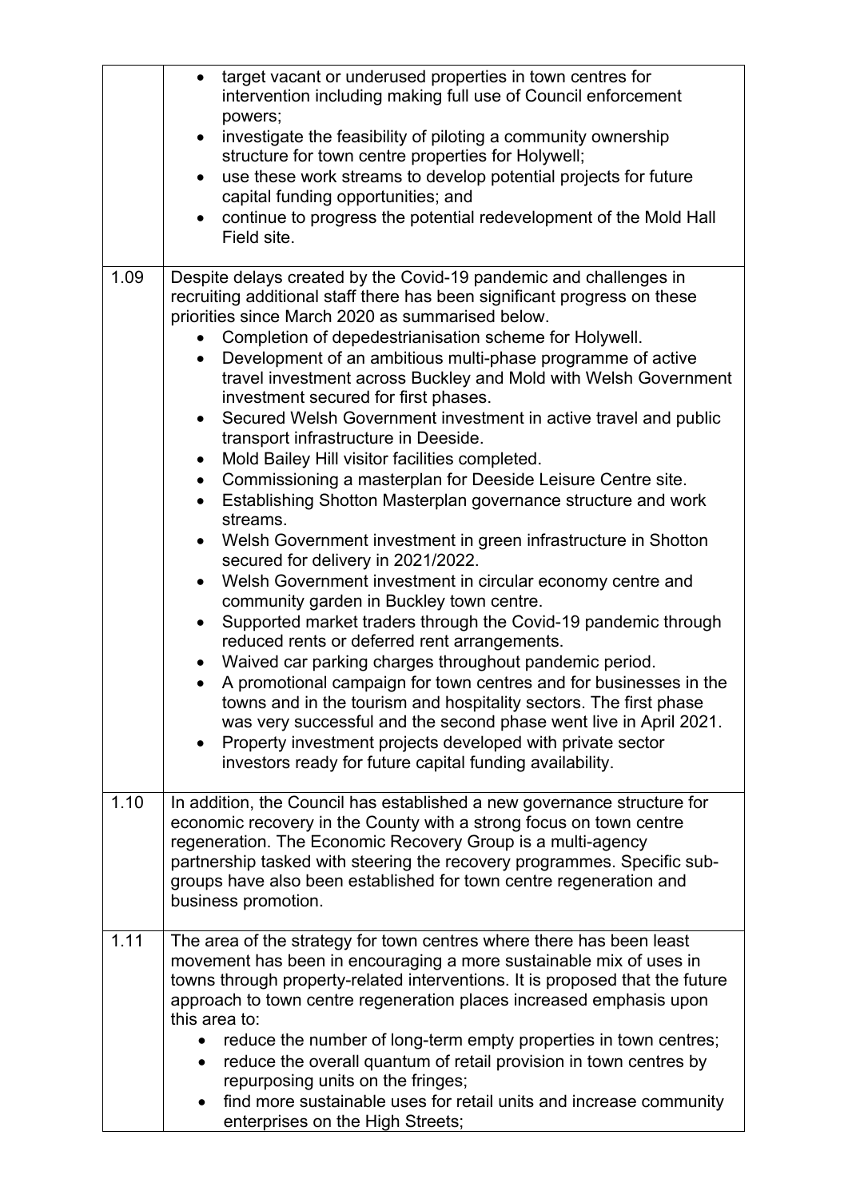| | |
|---|---|
| | • target vacant or underused properties in town centres for intervention including making full use of Council enforcement powers;<br>• investigate the feasibility of piloting a community ownership structure for town centre properties for Holywell;<br>• use these work streams to develop potential projects for future capital funding opportunities; and<br>• continue to progress the potential redevelopment of the Mold Hall Field site. |
| 1.09 | Despite delays created by the Covid-19 pandemic and challenges in recruiting additional staff there has been significant progress on these priorities since March 2020 as summarised below.<br>• Completion of depedestrianisation scheme for Holywell.<br>• Development of an ambitious multi-phase programme of active travel investment across Buckley and Mold with Welsh Government investment secured for first phases.<br>• Secured Welsh Government investment in active travel and public transport infrastructure in Deeside.<br>• Mold Bailey Hill visitor facilities completed.<br>• Commissioning a masterplan for Deeside Leisure Centre site.<br>• Establishing Shotton Masterplan governance structure and work streams.<br>• Welsh Government investment in green infrastructure in Shotton secured for delivery in 2021/2022.<br>• Welsh Government investment in circular economy centre and community garden in Buckley town centre.<br>• Supported market traders through the Covid-19 pandemic through reduced rents or deferred rent arrangements.<br>• Waived car parking charges throughout pandemic period.<br>• A promotional campaign for town centres and for businesses in the towns and in the tourism and hospitality sectors. The first phase was very successful and the second phase went live in April 2021.<br>• Property investment projects developed with private sector investors ready for future capital funding availability. |
| 1.10 | In addition, the Council has established a new governance structure for economic recovery in the County with a strong focus on town centre regeneration. The Economic Recovery Group is a multi-agency partnership tasked with steering the recovery programmes. Specific sub-groups have also been established for town centre regeneration and business promotion. |
| 1.11 | The area of the strategy for town centres where there has been least movement has been in encouraging a more sustainable mix of uses in towns through property-related interventions. It is proposed that the future approach to town centre regeneration places increased emphasis upon this area to:<br>• reduce the number of long-term empty properties in town centres;<br>• reduce the overall quantum of retail provision in town centres by repurposing units on the fringes;<br>• find more sustainable uses for retail units and increase community enterprises on the High Streets; |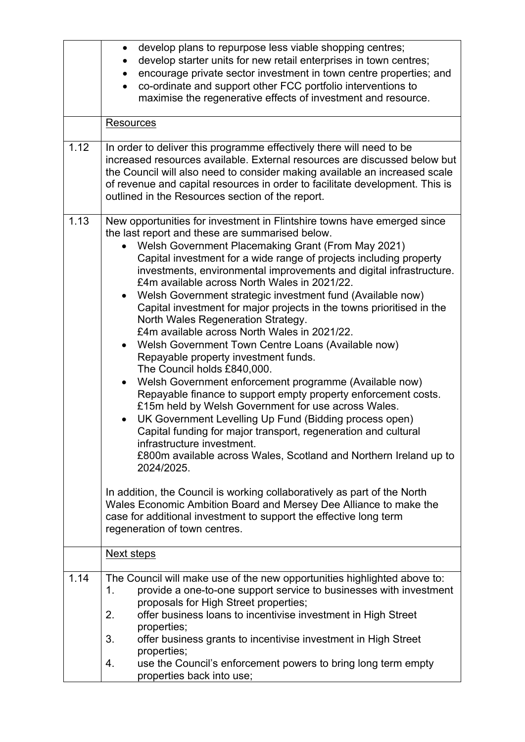| | |
|---|---|
| | • develop plans to repurpose less viable shopping centres;<br>• develop starter units for new retail enterprises in town centres;<br>• encourage private sector investment in town centre properties; and<br>• co-ordinate and support other FCC portfolio interventions to maximise the regenerative effects of investment and resource. |
| | <u>Resources</u> |
| 1.12 | In order to deliver this programme effectively there will need to be increased resources available. External resources are discussed below but the Council will also need to consider making available an increased scale of revenue and capital resources in order to facilitate development. This is outlined in the Resources section of the report. |
| 1.13 | New opportunities for investment in Flintshire towns have emerged since the last report and these are summarised below.<br>• Welsh Government Placemaking Grant (From May 2021)<br>Capital investment for a wide range of projects including property investments, environmental improvements and digital infrastructure.<br>£4m available across North Wales in 2021/22.<br>• Welsh Government strategic investment fund (Available now)<br>Capital investment for major projects in the towns prioritised in the North Wales Regeneration Strategy.<br>£4m available across North Wales in 2021/22.<br>• Welsh Government Town Centre Loans (Available now)<br>Repayable property investment funds.<br>The Council holds £840,000.<br>• Welsh Government enforcement programme (Available now)<br>Repayable finance to support empty property enforcement costs.<br>£15m held by Welsh Government for use across Wales.<br>• UK Government Levelling Up Fund (Bidding process open)<br>Capital funding for major transport, regeneration and cultural infrastructure investment.<br>£800m available across Wales, Scotland and Northern Ireland up to 2024/2025.<br><br>In addition, the Council is working collaboratively as part of the North Wales Economic Ambition Board and Mersey Dee Alliance to make the case for additional investment to support the effective long term regeneration of town centres. |
| | <u>Next steps</u> |
| 1.14 | The Council will make use of the new opportunities highlighted above to:<br>1. provide a one-to-one support service to businesses with investment proposals for High Street properties;<br>2. offer business loans to incentivise investment in High Street properties;<br>3. offer business grants to incentivise investment in High Street properties;<br>4. use the Council's enforcement powers to bring long term empty properties back into use; |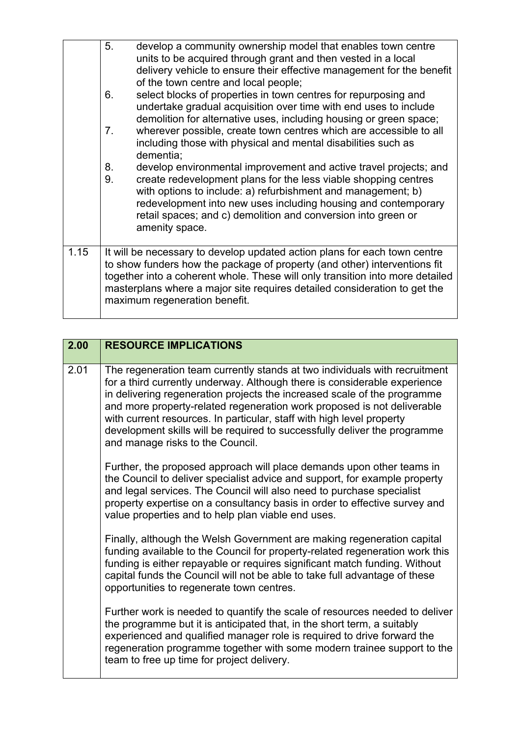| | |
|---|---|
| | 5. develop a community ownership model that enables town centre units to be acquired through grant and then vested in a local delivery vehicle to ensure their effective management for the benefit of the town centre and local people;<br>6. select blocks of properties in town centres for repurposing and undertake gradual acquisition over time with end uses to include demolition for alternative uses, including housing or green space;<br>7. wherever possible, create town centres which are accessible to all including those with physical and mental disabilities such as dementia;<br>8. develop environmental improvement and active travel projects; and<br>9. create redevelopment plans for the less viable shopping centres with options to include: a) refurbishment and management; b) redevelopment into new uses including housing and contemporary retail spaces; and c) demolition and conversion into green or amenity space. |
| 1.15 | It will be necessary to develop updated action plans for each town centre to show funders how the package of property (and other) interventions fit together into a coherent whole. These will only transition into more detailed masterplans where a major site requires detailed consideration to get the maximum regeneration benefit. |

| 2.00 | RESOURCE IMPLICATIONS |
|---|---|
| 2.01 | The regeneration team currently stands at two individuals with recruitment for a third currently underway. Although there is considerable experience in delivering regeneration projects the increased scale of the programme and more property-related regeneration work proposed is not deliverable with current resources. In particular, staff with high level property development skills will be required to successfully deliver the programme and manage risks to the Council.<br><br>Further, the proposed approach will place demands upon other teams in the Council to deliver specialist advice and support, for example property and legal services. The Council will also need to purchase specialist property expertise on a consultancy basis in order to effective survey and value properties and to help plan viable end uses.<br><br>Finally, although the Welsh Government are making regeneration capital funding available to the Council for property-related regeneration work this funding is either repayable or requires significant match funding. Without capital funds the Council will not be able to take full advantage of these opportunities to regenerate town centres.<br><br>Further work is needed to quantify the scale of resources needed to deliver the programme but it is anticipated that, in the short term, a suitably experienced and qualified manager role is required to drive forward the regeneration programme together with some modern trainee support to the team to free up time for project delivery. |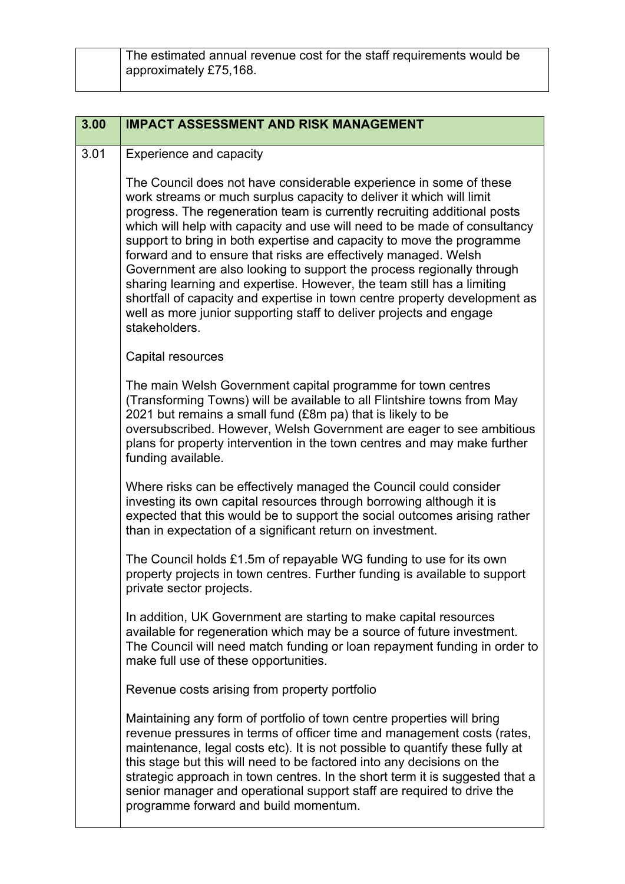| | |
|---|---|
| | The estimated annual revenue cost for the staff requirements would be approximately £75,168. |

| 3.00 | IMPACT ASSESSMENT AND RISK MANAGEMENT |
|---|---|
| 3.01 | Experience and capacity<br><br>The Council does not have considerable experience in some of these work streams or much surplus capacity to deliver it which will limit progress. The regeneration team is currently recruiting additional posts which will help with capacity and use will need to be made of consultancy support to bring in both expertise and capacity to move the programme forward and to ensure that risks are effectively managed. Welsh Government are also looking to support the process regionally through sharing learning and expertise. However, the team still has a limiting shortfall of capacity and expertise in town centre property development as well as more junior supporting staff to deliver projects and engage stakeholders.<br><br>Capital resources<br><br>The main Welsh Government capital programme for town centres (Transforming Towns) will be available to all Flintshire towns from May 2021 but remains a small fund (£8m pa) that is likely to be oversubscribed. However, Welsh Government are eager to see ambitious plans for property intervention in the town centres and may make further funding available.<br><br>Where risks can be effectively managed the Council could consider investing its own capital resources through borrowing although it is expected that this would be to support the social outcomes arising rather than in expectation of a significant return on investment.<br><br>The Council holds £1.5m of repayable WG funding to use for its own property projects in town centres. Further funding is available to support private sector projects.<br><br>In addition, UK Government are starting to make capital resources available for regeneration which may be a source of future investment. The Council will need match funding or loan repayment funding in order to make full use of these opportunities.<br><br>Revenue costs arising from property portfolio<br><br>Maintaining any form of portfolio of town centre properties will bring revenue pressures in terms of officer time and management costs (rates, maintenance, legal costs etc). It is not possible to quantify these fully at this stage but this will need to be factored into any decisions on the strategic approach in town centres. In the short term it is suggested that a senior manager and operational support staff are required to drive the programme forward and build momentum. |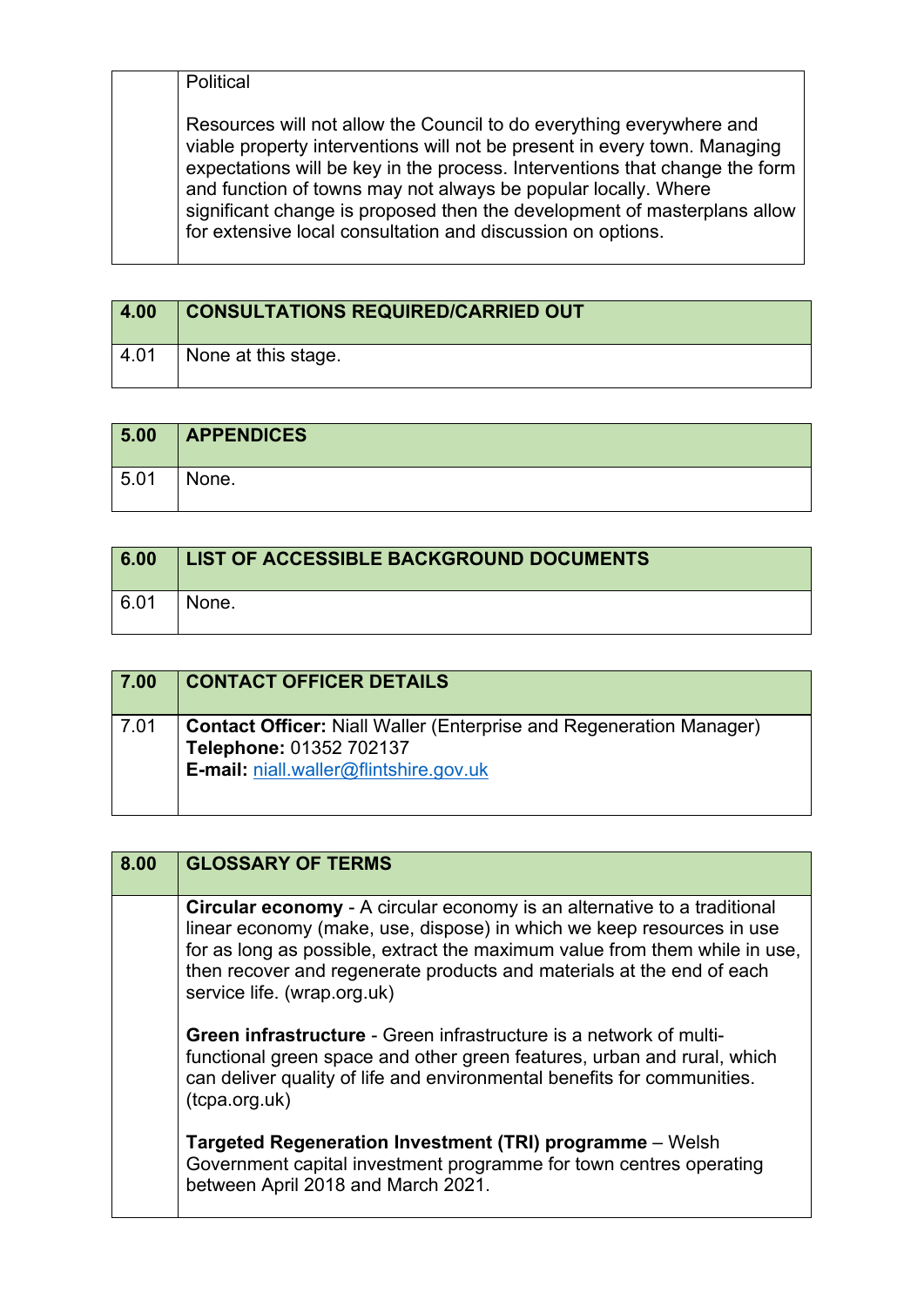| | |
|---|---|
| | Political<br><br>Resources will not allow the Council to do everything everywhere and viable property interventions will not be present in every town. Managing expectations will be key in the process. Interventions that change the form and function of towns may not always be popular locally. Where significant change is proposed then the development of masterplans allow for extensive local consultation and discussion on options. |

| 4.00 | CONSULTATIONS REQUIRED/CARRIED OUT |
|---|---|
| 4.01 | None at this stage. |

| 5.00 | APPENDICES |
|---|---|
| 5.01 | None. |

| 6.00 | LIST OF ACCESSIBLE BACKGROUND DOCUMENTS |
|---|---|
| 6.01 | None. |

| 7.00 | CONTACT OFFICER DETAILS |
|---|---|
| 7.01 | **Contact Officer:** Niall Waller (Enterprise and Regeneration Manager)<br>**Telephone:** 01352 702137<br>**E-mail:** niall.waller@flintshire.gov.uk |

| 8.00 | GLOSSARY OF TERMS |
|---|---|
| | **Circular economy** - A circular economy is an alternative to a traditional linear economy (make, use, dispose) in which we keep resources in use for as long as possible, extract the maximum value from them while in use, then recover and regenerate products and materials at the end of each service life. (wrap.org.uk)<br><br>**Green infrastructure** - Green infrastructure is a network of multi-functional green space and other green features, urban and rural, which can deliver quality of life and environmental benefits for communities. (tcpa.org.uk)<br><br>**Targeted Regeneration Investment (TRI) programme** – Welsh Government capital investment programme for town centres operating between April 2018 and March 2021. |